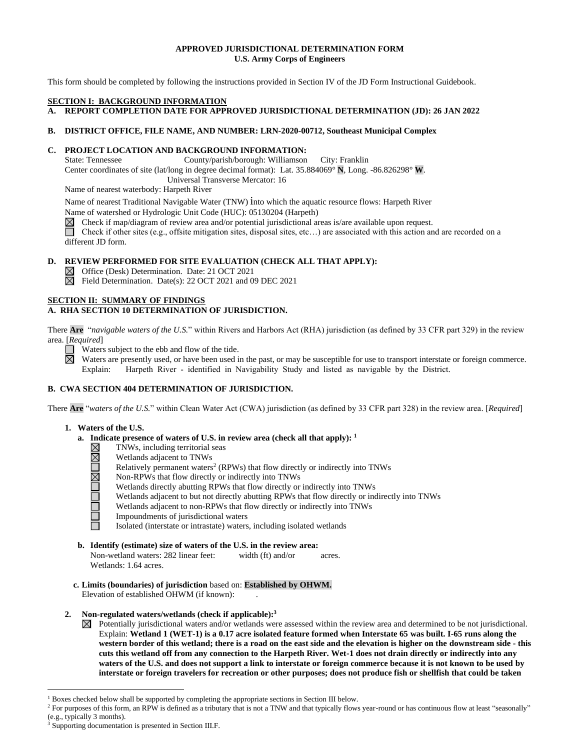**APPROVED JURISDICTIONAL DETERMINATION FORM**
**U.S. Army Corps of Engineers**

This form should be completed by following the instructions provided in Section IV of the JD Form Instructional Guidebook.

## SECTION I: BACKGROUND INFORMATION

**A. REPORT COMPLETION DATE FOR APPROVED JURISDICTIONAL DETERMINATION (JD): 26 JAN 2022**

**B. DISTRICT OFFICE, FILE NAME, AND NUMBER: LRN-2020-00712, Southeast Municipal Complex**

**C. PROJECT LOCATION AND BACKGROUND INFORMATION:**

State: Tennessee County/parish/borough: Williamson City: Franklin

Center coordinates of site (lat/long in degree decimal format): Lat. 35.884069° **N**, Long. -86.826298° **W**.

Universal Transverse Mercator: 16

Name of nearest waterbody: Harpeth River

Name of nearest Traditional Navigable Water (TNW) into which the aquatic resource flows: Harpeth River

Name of watershed or Hydrologic Unit Code (HUC): 05130204 (Harpeth)

☒ Check if map/diagram of review area and/or potential jurisdictional areas is/are available upon request.

☐ Check if other sites (e.g., offsite mitigation sites, disposal sites, etc…) are associated with this action and are recorded on a different JD form.

**D. REVIEW PERFORMED FOR SITE EVALUATION (CHECK ALL THAT APPLY):**

☒ Office (Desk) Determination. Date: 21 OCT 2021

☒ Field Determination. Date(s): 22 OCT 2021 and 09 DEC 2021

## SECTION II: SUMMARY OF FINDINGS

**A. RHA SECTION 10 DETERMINATION OF JURISDICTION.**

There **Are** "*navigable waters of the U.S.*" within Rivers and Harbors Act (RHA) jurisdiction (as defined by 33 CFR part 329) in the review area. [*Required*]

☐ Waters subject to the ebb and flow of the tide.

☒ Waters are presently used, or have been used in the past, or may be susceptible for use to transport interstate or foreign commerce. Explain: Harpeth River - identified in Navigability Study and listed as navigable by the District.

**B. CWA SECTION 404 DETERMINATION OF JURISDICTION.**

There **Are** "*waters of the U.S.*" within Clean Water Act (CWA) jurisdiction (as defined by 33 CFR part 328) in the review area. [*Required*]

**1. Waters of the U.S.**

**a. Indicate presence of waters of U.S. in review area (check all that apply):** [1]

☒ TNWs, including territorial seas

☒ Wetlands adjacent to TNWs

☐ Relatively permanent waters[2] (RPWs) that flow directly or indirectly into TNWs

☒ Non-RPWs that flow directly or indirectly into TNWs

☐ Wetlands directly abutting RPWs that flow directly or indirectly into TNWs

☐ Wetlands adjacent to but not directly abutting RPWs that flow directly or indirectly into TNWs

☐ Wetlands adjacent to non-RPWs that flow directly or indirectly into TNWs

☐ Impoundments of jurisdictional waters

☐ Isolated (interstate or intrastate) waters, including isolated wetlands

**b. Identify (estimate) size of waters of the U.S. in the review area:**

Non-wetland waters: 282 linear feet: width (ft) and/or acres.

Wetlands: 1.64 acres.

**c. Limits (boundaries) of jurisdiction** based on: **Established by OHWM.**

Elevation of established OHWM (if known): .

**2. Non-regulated waters/wetlands (check if applicable):**[3]

☒ Potentially jurisdictional waters and/or wetlands were assessed within the review area and determined to be not jurisdictional. Explain: **Wetland 1 (WET-1) is a 0.17 acre isolated feature formed when Interstate 65 was built. I-65 runs along the western border of this wetland; there is a road on the east side and the elevation is higher on the downstream side - this cuts this wetland off from any connection to the Harpeth River. Wet-1 does not drain directly or indirectly into any waters of the U.S. and does not support a link to interstate or foreign commerce because it is not known to be used by interstate or foreign travelers for recreation or other purposes; does not produce fish or shellfish that could be taken**

---

[1] Boxes checked below shall be supported by completing the appropriate sections in Section III below.

[2] For purposes of this form, an RPW is defined as a tributary that is not a TNW and that typically flows year-round or has continuous flow at least "seasonally" (e.g., typically 3 months).

[3] Supporting documentation is presented in Section III.F.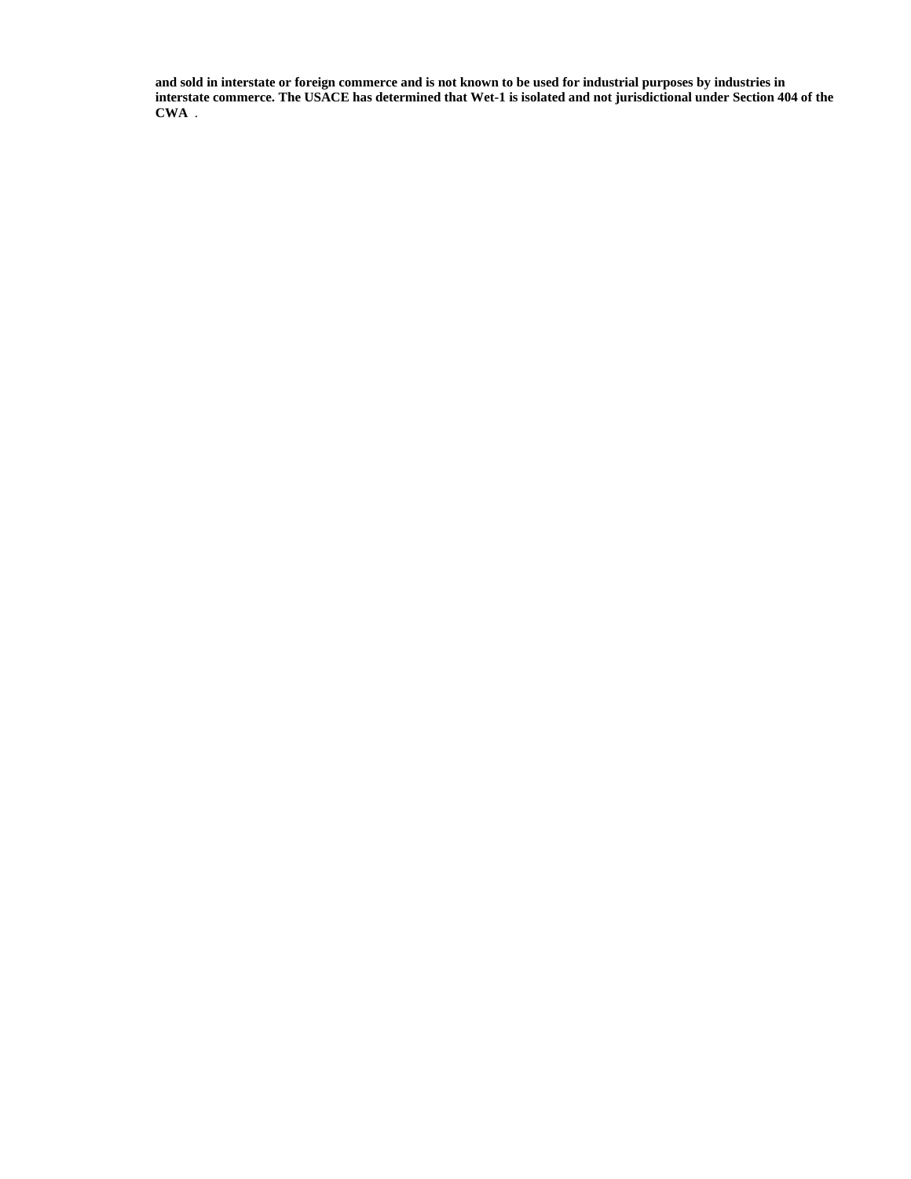**and sold in interstate or foreign commerce and is not known to be used for industrial purposes by industries in interstate commerce. The USACE has determined that Wet-1 is isolated and not jurisdictional under Section 404 of the CWA** .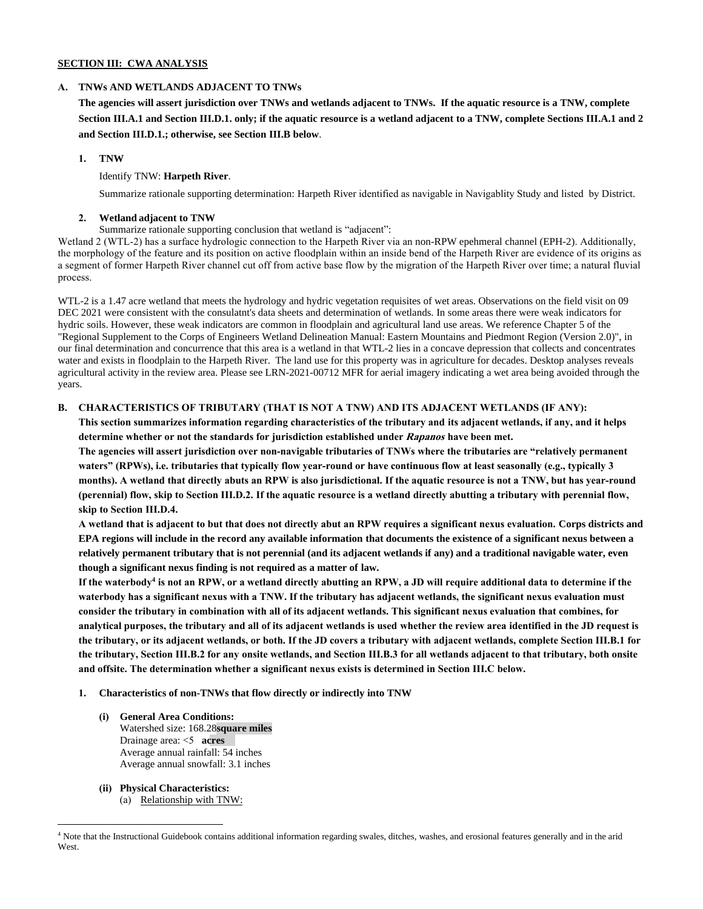**SECTION III: CWA ANALYSIS**

**A. TNWs AND WETLANDS ADJACENT TO TNWs**

**The agencies will assert jurisdiction over TNWs and wetlands adjacent to TNWs. If the aquatic resource is a TNW, complete Section III.A.1 and Section III.D.1. only; if the aquatic resource is a wetland adjacent to a TNW, complete Sections III.A.1 and 2 and Section III.D.1.; otherwise, see Section III.B below**.

**1. TNW**

Identify TNW: **Harpeth River**.

Summarize rationale supporting determination: Harpeth River identified as navigable in Navigablity Study and listed by District.

**2. Wetland adjacent to TNW**

Summarize rationale supporting conclusion that wetland is "adjacent":

Wetland 2 (WTL-2) has a surface hydrologic connection to the Harpeth River via an non-RPW epehmeral channel (EPH-2). Additionally, the morphology of the feature and its position on active floodplain within an inside bend of the Harpeth River are evidence of its origins as a segment of former Harpeth River channel cut off from active base flow by the migration of the Harpeth River over time; a natural fluvial process.

WTL-2 is a 1.47 acre wetland that meets the hydrology and hydric vegetation requisites of wet areas. Observations on the field visit on 09 DEC 2021 were consistent with the consulatnt's data sheets and determination of wetlands. In some areas there were weak indicators for hydric soils. However, these weak indicators are common in floodplain and agricultural land use areas. We reference Chapter 5 of the "Regional Supplement to the Corps of Engineers Wetland Delineation Manual: Eastern Mountains and Piedmont Region (Version 2.0)", in our final determination and concurrence that this area is a wetland in that WTL-2 lies in a concave depression that collects and concentrates water and exists in floodplain to the Harpeth River. The land use for this property was in agriculture for decades. Desktop analyses reveals agricultural activity in the review area. Please see LRN-2021-00712 MFR for aerial imagery indicating a wet area being avoided through the years.

**B. CHARACTERISTICS OF TRIBUTARY (THAT IS NOT A TNW) AND ITS ADJACENT WETLANDS (IF ANY):**

**This section summarizes information regarding characteristics of the tributary and its adjacent wetlands, if any, and it helps determine whether or not the standards for jurisdiction established under *Rapanos* have been met.**

**The agencies will assert jurisdiction over non-navigable tributaries of TNWs where the tributaries are "relatively permanent waters" (RPWs), i.e. tributaries that typically flow year-round or have continuous flow at least seasonally (e.g., typically 3 months). A wetland that directly abuts an RPW is also jurisdictional. If the aquatic resource is not a TNW, but has year-round (perennial) flow, skip to Section III.D.2. If the aquatic resource is a wetland directly abutting a tributary with perennial flow, skip to Section III.D.4.**

**A wetland that is adjacent to but that does not directly abut an RPW requires a significant nexus evaluation. Corps districts and EPA regions will include in the record any available information that documents the existence of a significant nexus between a relatively permanent tributary that is not perennial (and its adjacent wetlands if any) and a traditional navigable water, even though a significant nexus finding is not required as a matter of law.**

**If the waterbody[4] is not an RPW, or a wetland directly abutting an RPW, a JD will require additional data to determine if the waterbody has a significant nexus with a TNW. If the tributary has adjacent wetlands, the significant nexus evaluation must consider the tributary in combination with all of its adjacent wetlands. This significant nexus evaluation that combines, for analytical purposes, the tributary and all of its adjacent wetlands is used whether the review area identified in the JD request is the tributary, or its adjacent wetlands, or both. If the JD covers a tributary with adjacent wetlands, complete Section III.B.1 for the tributary, Section III.B.2 for any onsite wetlands, and Section III.B.3 for all wetlands adjacent to that tributary, both onsite and offsite. The determination whether a significant nexus exists is determined in Section III.C below.**

**1. Characteristics of non-TNWs that flow directly or indirectly into TNW**

**(i) General Area Conditions:**

Watershed size: 168.28**square miles**
Drainage area: <5 **acres**
Average annual rainfall: 54 inches
Average annual snowfall: 3.1 inches

**(ii) Physical Characteristics:**

(a) Relationship with TNW:

---

[4] Note that the Instructional Guidebook contains additional information regarding swales, ditches, washes, and erosional features generally and in the arid West.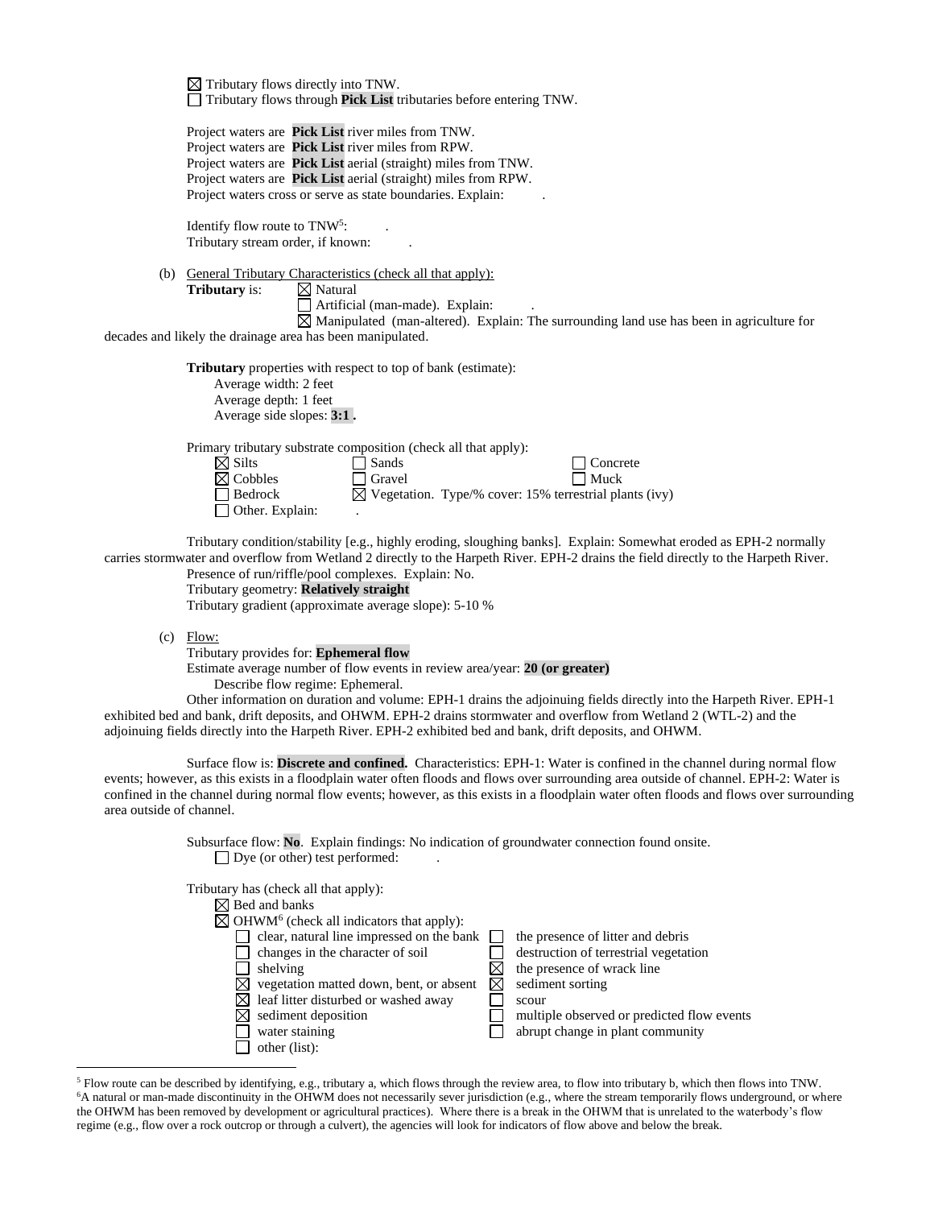☒ Tributary flows directly into TNW.
☐ Tributary flows through **Pick List** tributaries before entering TNW.

Project waters are **Pick List** river miles from TNW.
Project waters are **Pick List** river miles from RPW.
Project waters are **Pick List** aerial (straight) miles from TNW.
Project waters are **Pick List** aerial (straight) miles from RPW.
Project waters cross or serve as state boundaries. Explain: .

Identify flow route to TNW[5]: .
Tributary stream order, if known: .

(b) General Tributary Characteristics (check all that apply):

**Tributary** is: ☒ Natural
☐ Artificial (man-made). Explain: .
☒ Manipulated (man-altered). Explain: The surrounding land use has been in agriculture for decades and likely the drainage area has been manipulated.

**Tributary** properties with respect to top of bank (estimate):
Average width: 2 feet
Average depth: 1 feet
Average side slopes: **3:1 .**

Primary tributary substrate composition (check all that apply):

| | | |
|---|---|---|
| ☒ Silts | ☐ Sands | ☐ Concrete |
| ☒ Cobbles | ☐ Gravel | ☐ Muck |
| ☐ Bedrock | ☒ Vegetation. Type/% cover: 15% terrestrial plants (ivy) | |
| ☐ Other. Explain: . | | |

Tributary condition/stability [e.g., highly eroding, sloughing banks]. Explain: Somewhat eroded as EPH-2 normally carries stormwater and overflow from Wetland 2 directly to the Harpeth River. EPH-2 drains the field directly to the Harpeth River.
Presence of run/riffle/pool complexes. Explain: No.
Tributary geometry: **Relatively straight**
Tributary gradient (approximate average slope): 5-10 %

(c) Flow:

Tributary provides for: **Ephemeral flow**
Estimate average number of flow events in review area/year: **20 (or greater)**
Describe flow regime: Ephemeral.
Other information on duration and volume: EPH-1 drains the adjoinuing fields directly into the Harpeth River. EPH-1 exhibited bed and bank, drift deposits, and OHWM. EPH-2 drains stormwater and overflow from Wetland 2 (WTL-2) and the adjoinuing fields directly into the Harpeth River. EPH-2 exhibited bed and bank, drift deposits, and OHWM.

Surface flow is: **Discrete and confined.** Characteristics: EPH-1: Water is confined in the channel during normal flow events; however, as this exists in a floodplain water often floods and flows over surrounding area outside of channel. EPH-2: Water is confined in the channel during normal flow events; however, as this exists in a floodplain water often floods and flows over surrounding area outside of channel.

Subsurface flow: **No**. Explain findings: No indication of groundwater connection found onsite.
☐ Dye (or other) test performed: .

Tributary has (check all that apply):
☒ Bed and banks
☒ OHWM[6] (check all indicators that apply):

| | |
|---|---|
| ☐ clear, natural line impressed on the bank | ☐ the presence of litter and debris |
| ☐ changes in the character of soil | ☐ destruction of terrestrial vegetation |
| ☐ shelving | ☒ the presence of wrack line |
| ☒ vegetation matted down, bent, or absent | ☒ sediment sorting |
| ☒ leaf litter disturbed or washed away | ☐ scour |
| ☒ sediment deposition | ☐ multiple observed or predicted flow events |
| ☐ water staining | ☐ abrupt change in plant community |
| ☐ other (list): | |

[5] Flow route can be described by identifying, e.g., tributary a, which flows through the review area, to flow into tributary b, which then flows into TNW.
[6] A natural or man-made discontinuity in the OHWM does not necessarily sever jurisdiction (e.g., where the stream temporarily flows underground, or where the OHWM has been removed by development or agricultural practices). Where there is a break in the OHWM that is unrelated to the waterbody's flow regime (e.g., flow over a rock outcrop or through a culvert), the agencies will look for indicators of flow above and below the break.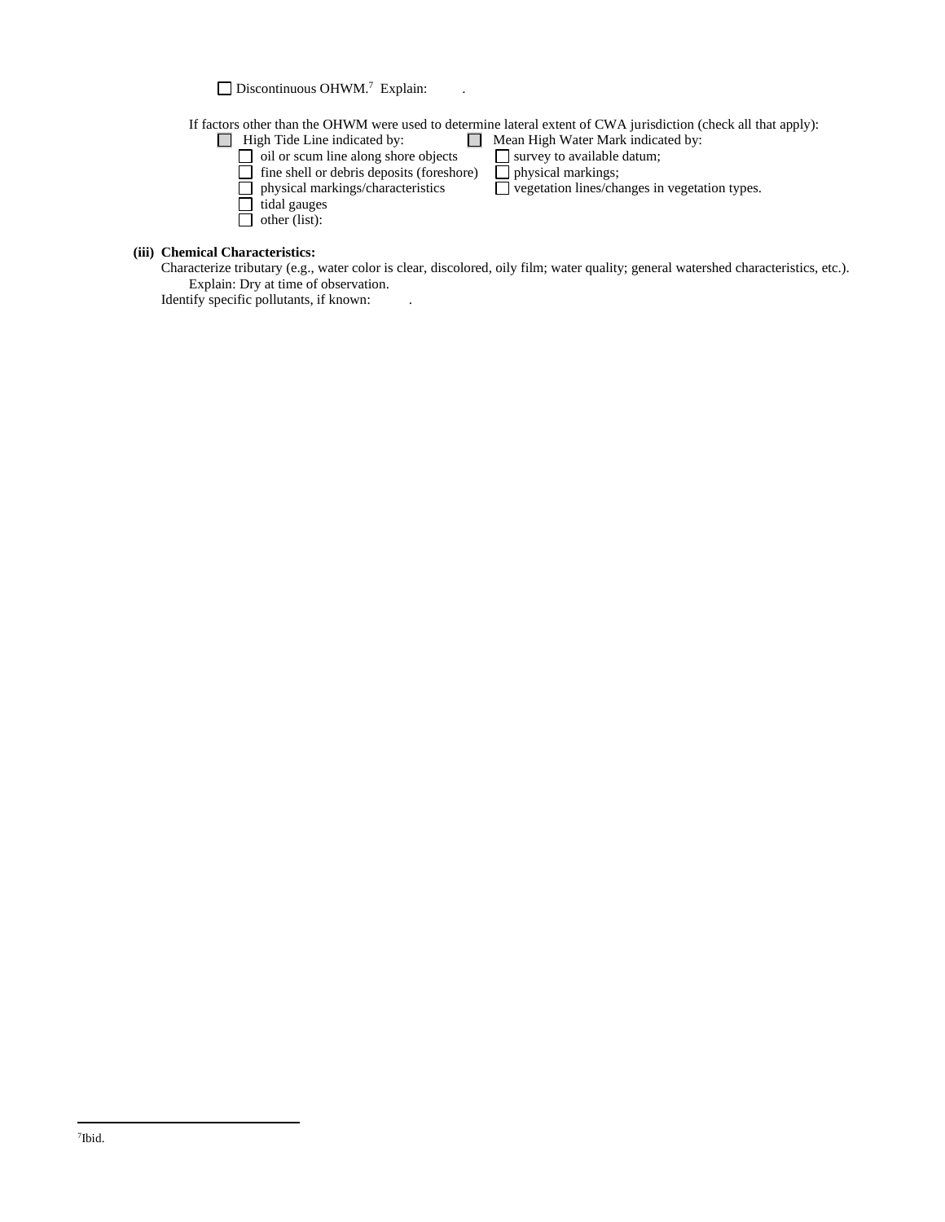☐ Discontinuous OHWM.[7] Explain: .

If factors other than the OHWM were used to determine lateral extent of CWA jurisdiction (check all that apply):

☐ High Tide Line indicated by:
- ☐ oil or scum line along shore objects
- ☐ fine shell or debris deposits (foreshore)
- ☐ physical markings/characteristics
- ☐ tidal gauges
- ☐ other (list):

☐ Mean High Water Mark indicated by:
- ☐ survey to available datum;
- ☐ physical markings;
- ☐ vegetation lines/changes in vegetation types.

**(iii) Chemical Characteristics:**

Characterize tributary (e.g., water color is clear, discolored, oily film; water quality; general watershed characteristics, etc.).

Explain: Dry at time of observation.

Identify specific pollutants, if known: .

---

[7]Ibid.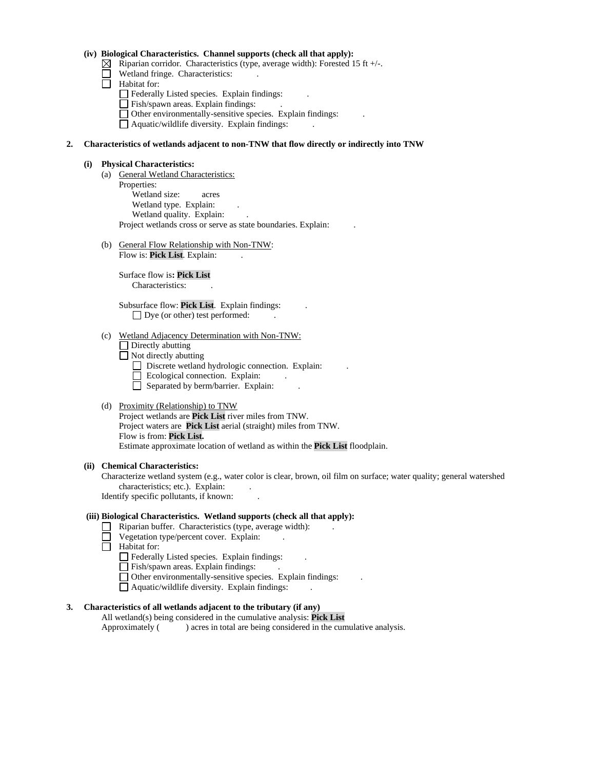**(iv) Biological Characteristics. Channel supports (check all that apply):**

- ☒ Riparian corridor. Characteristics (type, average width): Forested 15 ft +/-.
- ☐ Wetland fringe. Characteristics: .
- ☐ Habitat for:
  - ☐ Federally Listed species. Explain findings: .
  - ☐ Fish/spawn areas. Explain findings: .
  - ☐ Other environmentally-sensitive species. Explain findings: .
  - ☐ Aquatic/wildlife diversity. Explain findings: .

**2. Characteristics of wetlands adjacent to non-TNW that flow directly or indirectly into TNW**

**(i) Physical Characteristics:**

(a) General Wetland Characteristics:

Properties:

Wetland size: acres

Wetland type. Explain: .

Wetland quality. Explain: .

Project wetlands cross or serve as state boundaries. Explain: .

(b) General Flow Relationship with Non-TNW:

Flow is: **Pick List**. Explain: .

Surface flow is**: Pick List**

Characteristics: .

Subsurface flow: **Pick List**. Explain findings: .

☐ Dye (or other) test performed: .

(c) Wetland Adjacency Determination with Non-TNW:

- ☐ Directly abutting
- ☐ Not directly abutting
  - ☐ Discrete wetland hydrologic connection. Explain: .
  - ☐ Ecological connection. Explain: .
  - ☐ Separated by berm/barrier. Explain: .

(d) Proximity (Relationship) to TNW

Project wetlands are **Pick List** river miles from TNW.

Project waters are **Pick List** aerial (straight) miles from TNW.

Flow is from: **Pick List.**

Estimate approximate location of wetland as within the **Pick List** floodplain.

**(ii) Chemical Characteristics:**

Characterize wetland system (e.g., water color is clear, brown, oil film on surface; water quality; general watershed characteristics; etc.). Explain: .

Identify specific pollutants, if known: .

**(iii) Biological Characteristics. Wetland supports (check all that apply):**

- ☐ Riparian buffer. Characteristics (type, average width): .
- ☐ Vegetation type/percent cover. Explain: .
- ☐ Habitat for:
  - ☐ Federally Listed species. Explain findings: .
  - ☐ Fish/spawn areas. Explain findings: .
  - ☐ Other environmentally-sensitive species. Explain findings: .
  - ☐ Aquatic/wildlife diversity. Explain findings: .

**3. Characteristics of all wetlands adjacent to the tributary (if any)**

All wetland(s) being considered in the cumulative analysis: **Pick List**

Approximately ( ) acres in total are being considered in the cumulative analysis.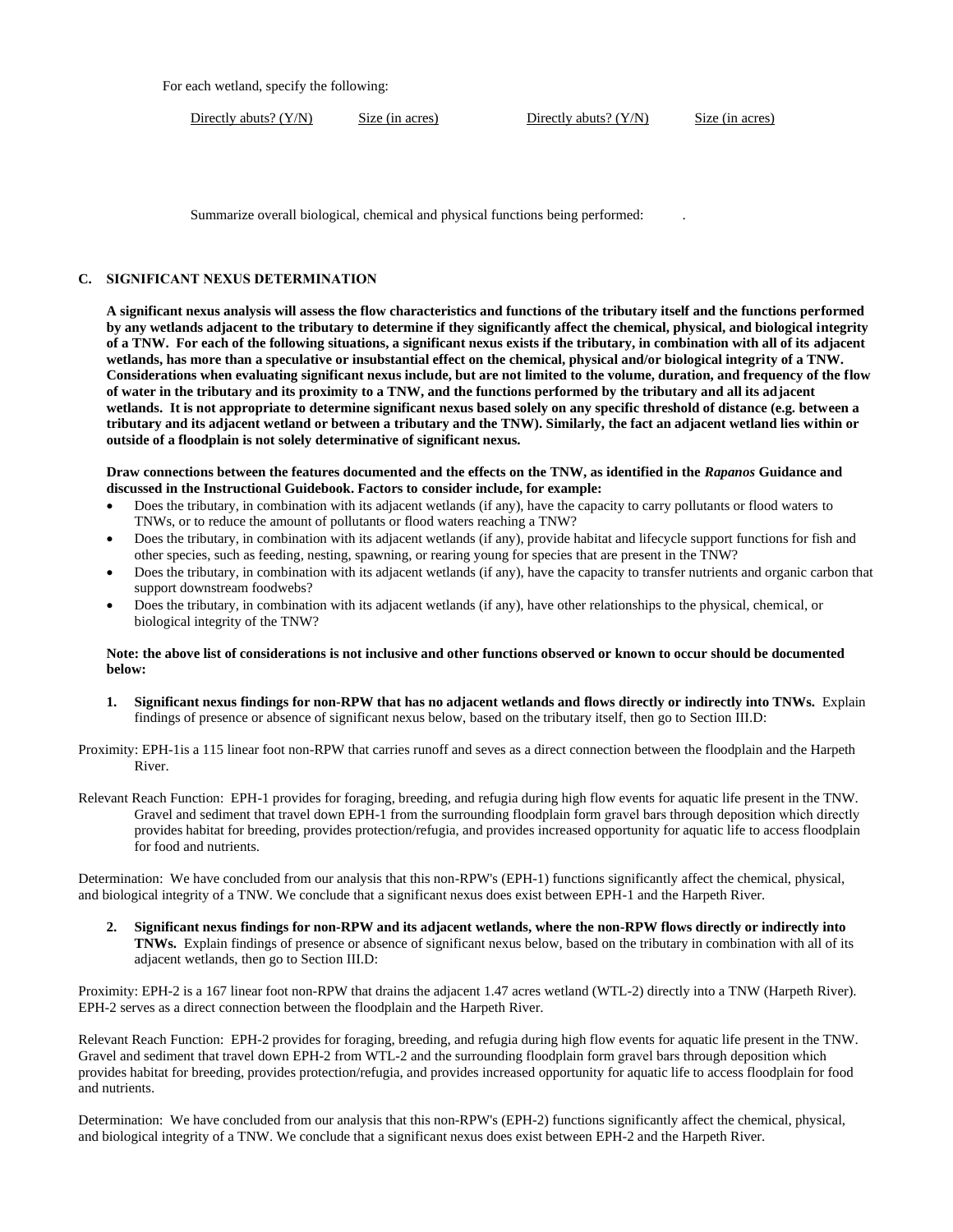For each wetland, specify the following:

| Directly abuts? (Y/N) | Size (in acres) | Directly abuts? (Y/N) | Size (in acres) |
|---|---|---|---|

Summarize overall biological, chemical and physical functions being performed: .

## C. SIGNIFICANT NEXUS DETERMINATION

**A significant nexus analysis will assess the flow characteristics and functions of the tributary itself and the functions performed by any wetlands adjacent to the tributary to determine if they significantly affect the chemical, physical, and biological integrity of a TNW. For each of the following situations, a significant nexus exists if the tributary, in combination with all of its adjacent wetlands, has more than a speculative or insubstantial effect on the chemical, physical and/or biological integrity of a TNW. Considerations when evaluating significant nexus include, but are not limited to the volume, duration, and frequency of the flow of water in the tributary and its proximity to a TNW, and the functions performed by the tributary and all its adjacent wetlands. It is not appropriate to determine significant nexus based solely on any specific threshold of distance (e.g. between a tributary and its adjacent wetland or between a tributary and the TNW). Similarly, the fact an adjacent wetland lies within or outside of a floodplain is not solely determinative of significant nexus.**

**Draw connections between the features documented and the effects on the TNW, as identified in the *Rapanos* Guidance and discussed in the Instructional Guidebook. Factors to consider include, for example:**

- Does the tributary, in combination with its adjacent wetlands (if any), have the capacity to carry pollutants or flood waters to TNWs, or to reduce the amount of pollutants or flood waters reaching a TNW?
- Does the tributary, in combination with its adjacent wetlands (if any), provide habitat and lifecycle support functions for fish and other species, such as feeding, nesting, spawning, or rearing young for species that are present in the TNW?
- Does the tributary, in combination with its adjacent wetlands (if any), have the capacity to transfer nutrients and organic carbon that support downstream foodwebs?
- Does the tributary, in combination with its adjacent wetlands (if any), have other relationships to the physical, chemical, or biological integrity of the TNW?

**Note: the above list of considerations is not inclusive and other functions observed or known to occur should be documented below:**

1. **Significant nexus findings for non-RPW that has no adjacent wetlands and flows directly or indirectly into TNWs.** Explain findings of presence or absence of significant nexus below, based on the tributary itself, then go to Section III.D:

Proximity: EPH-1is a 115 linear foot non-RPW that carries runoff and seves as a direct connection between the floodplain and the Harpeth River.

Relevant Reach Function: EPH-1 provides for foraging, breeding, and refugia during high flow events for aquatic life present in the TNW. Gravel and sediment that travel down EPH-1 from the surrounding floodplain form gravel bars through deposition which directly provides habitat for breeding, provides protection/refugia, and provides increased opportunity for aquatic life to access floodplain for food and nutrients.

Determination: We have concluded from our analysis that this non-RPW's (EPH-1) functions significantly affect the chemical, physical, and biological integrity of a TNW. We conclude that a significant nexus does exist between EPH-1 and the Harpeth River.

2. **Significant nexus findings for non-RPW and its adjacent wetlands, where the non-RPW flows directly or indirectly into TNWs.** Explain findings of presence or absence of significant nexus below, based on the tributary in combination with all of its adjacent wetlands, then go to Section III.D:

Proximity: EPH-2 is a 167 linear foot non-RPW that drains the adjacent 1.47 acres wetland (WTL-2) directly into a TNW (Harpeth River). EPH-2 serves as a direct connection between the floodplain and the Harpeth River.

Relevant Reach Function: EPH-2 provides for foraging, breeding, and refugia during high flow events for aquatic life present in the TNW. Gravel and sediment that travel down EPH-2 from WTL-2 and the surrounding floodplain form gravel bars through deposition which provides habitat for breeding, provides protection/refugia, and provides increased opportunity for aquatic life to access floodplain for food and nutrients.

Determination: We have concluded from our analysis that this non-RPW's (EPH-2) functions significantly affect the chemical, physical, and biological integrity of a TNW. We conclude that a significant nexus does exist between EPH-2 and the Harpeth River.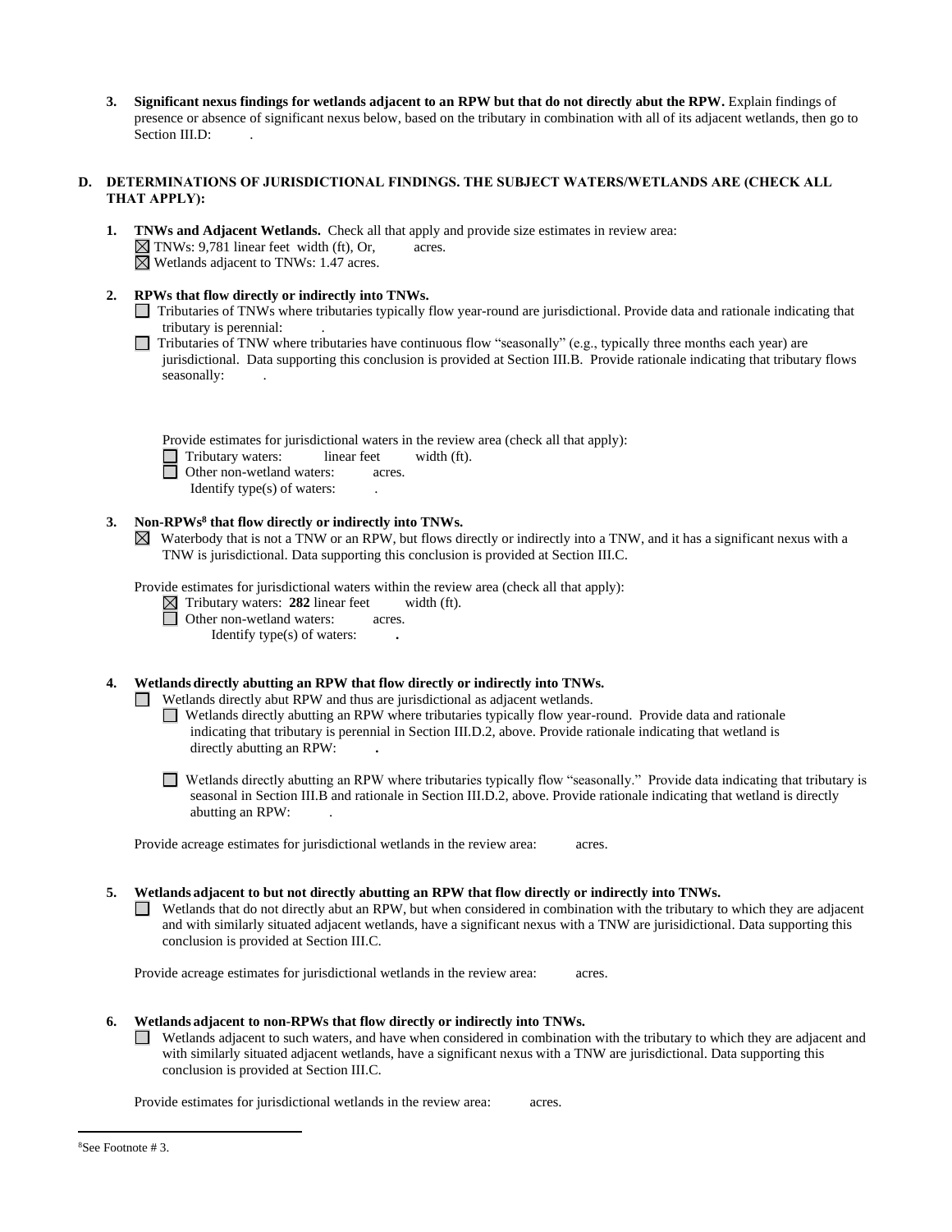3. **Significant nexus findings for wetlands adjacent to an RPW but that do not directly abut the RPW.** Explain findings of presence or absence of significant nexus below, based on the tributary in combination with all of its adjacent wetlands, then go to Section III.D: .

**D. DETERMINATIONS OF JURISDICTIONAL FINDINGS. THE SUBJECT WATERS/WETLANDS ARE (CHECK ALL THAT APPLY):**

1. **TNWs and Adjacent Wetlands.** Check all that apply and provide size estimates in review area:
   ☒ TNWs: 9,781 linear feet width (ft), Or, acres.
   ☒ Wetlands adjacent to TNWs: 1.47 acres.

2. **RPWs that flow directly or indirectly into TNWs.**
   ☐ Tributaries of TNWs where tributaries typically flow year-round are jurisdictional. Provide data and rationale indicating that tributary is perennial: .
   ☐ Tributaries of TNW where tributaries have continuous flow "seasonally" (e.g., typically three months each year) are jurisdictional. Data supporting this conclusion is provided at Section III.B. Provide rationale indicating that tributary flows seasonally: .

   Provide estimates for jurisdictional waters in the review area (check all that apply):
   ☐ Tributary waters: linear feet width (ft).
   ☐ Other non-wetland waters: acres.
   Identify type(s) of waters: .

3. **Non-RPWs[8] that flow directly or indirectly into TNWs.**
   ☒ Waterbody that is not a TNW or an RPW, but flows directly or indirectly into a TNW, and it has a significant nexus with a TNW is jurisdictional. Data supporting this conclusion is provided at Section III.C.

   Provide estimates for jurisdictional waters within the review area (check all that apply):
   ☒ Tributary waters: **282** linear feet width (ft).
   ☐ Other non-wetland waters: acres.
   Identify type(s) of waters: **.**

4. **Wetlands directly abutting an RPW that flow directly or indirectly into TNWs.**
   ☐ Wetlands directly abut RPW and thus are jurisdictional as adjacent wetlands.
   ☐ Wetlands directly abutting an RPW where tributaries typically flow year-round. Provide data and rationale indicating that tributary is perennial in Section III.D.2, above. Provide rationale indicating that wetland is directly abutting an RPW: **.**

   ☐ Wetlands directly abutting an RPW where tributaries typically flow "seasonally." Provide data indicating that tributary is seasonal in Section III.B and rationale in Section III.D.2, above. Provide rationale indicating that wetland is directly abutting an RPW: .

   Provide acreage estimates for jurisdictional wetlands in the review area: acres.

5. **Wetlands adjacent to but not directly abutting an RPW that flow directly or indirectly into TNWs.**
   ☐ Wetlands that do not directly abut an RPW, but when considered in combination with the tributary to which they are adjacent and with similarly situated adjacent wetlands, have a significant nexus with a TNW are jurisidictional. Data supporting this conclusion is provided at Section III.C.

   Provide acreage estimates for jurisdictional wetlands in the review area: acres.

6. **Wetlands adjacent to non-RPWs that flow directly or indirectly into TNWs.**
   ☐ Wetlands adjacent to such waters, and have when considered in combination with the tributary to which they are adjacent and with similarly situated adjacent wetlands, have a significant nexus with a TNW are jurisdictional. Data supporting this conclusion is provided at Section III.C.

   Provide estimates for jurisdictional wetlands in the review area: acres.

---

[8]See Footnote # 3.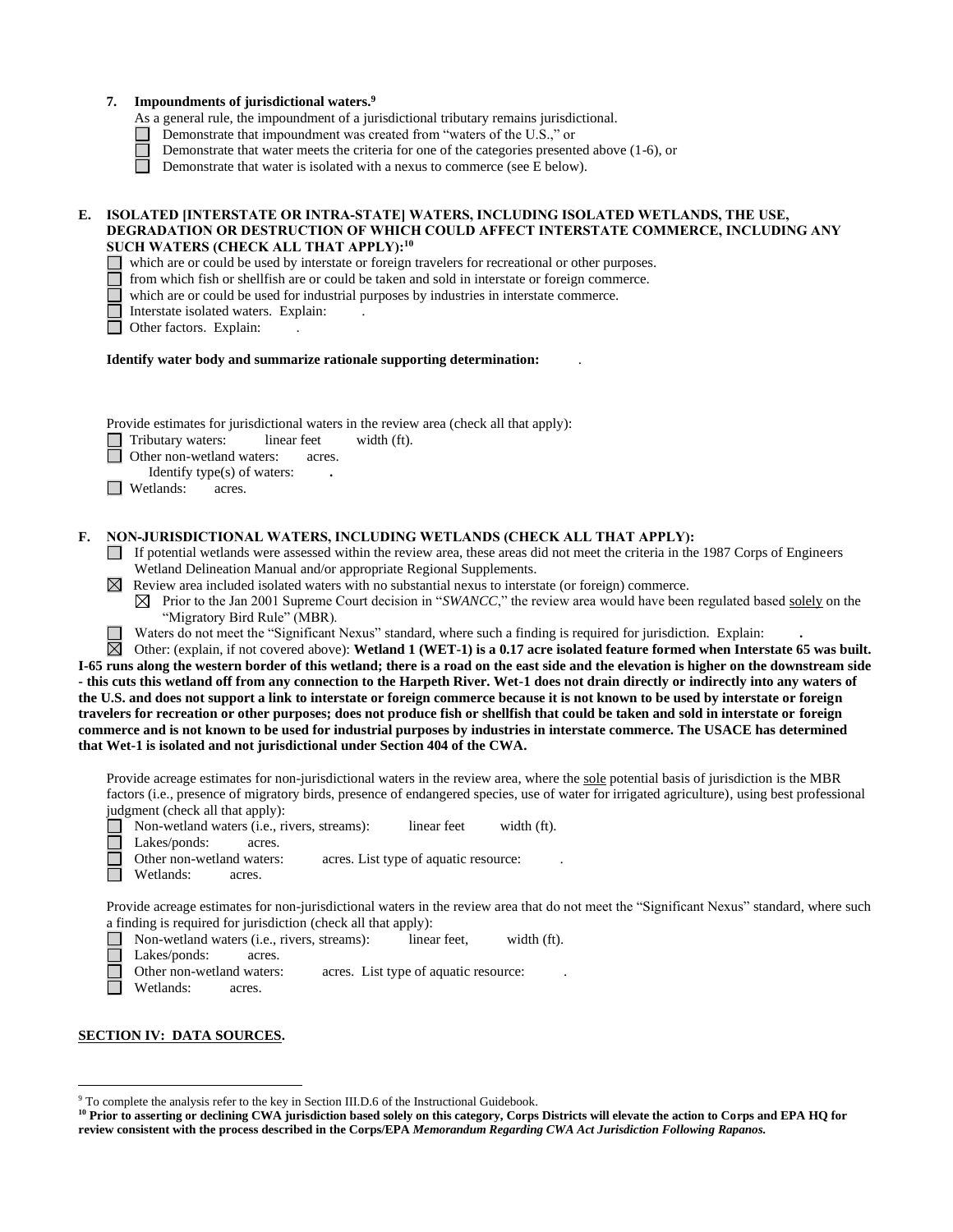**7. Impoundments of jurisdictional waters.[9]**

As a general rule, the impoundment of a jurisdictional tributary remains jurisdictional.

☐ Demonstrate that impoundment was created from "waters of the U.S.," or

☐ Demonstrate that water meets the criteria for one of the categories presented above (1-6), or

☐ Demonstrate that water is isolated with a nexus to commerce (see E below).

**E. ISOLATED [INTERSTATE OR INTRA-STATE] WATERS, INCLUDING ISOLATED WETLANDS, THE USE, DEGRADATION OR DESTRUCTION OF WHICH COULD AFFECT INTERSTATE COMMERCE, INCLUDING ANY SUCH WATERS (CHECK ALL THAT APPLY):[10]**

☐ which are or could be used by interstate or foreign travelers for recreational or other purposes.

☐ from which fish or shellfish are or could be taken and sold in interstate or foreign commerce.

☐ which are or could be used for industrial purposes by industries in interstate commerce.

☐ Interstate isolated waters. Explain: .

☐ Other factors. Explain: .

**Identify water body and summarize rationale supporting determination:** .

Provide estimates for jurisdictional waters in the review area (check all that apply):

☐ Tributary waters: linear feet width (ft).

☐ Other non-wetland waters: acres.

Identify type(s) of waters: **.**

☐ Wetlands: acres.

**F. NON-JURISDICTIONAL WATERS, INCLUDING WETLANDS (CHECK ALL THAT APPLY):**

☐ If potential wetlands were assessed within the review area, these areas did not meet the criteria in the 1987 Corps of Engineers Wetland Delineation Manual and/or appropriate Regional Supplements.

☒ Review area included isolated waters with no substantial nexus to interstate (or foreign) commerce.

☒ Prior to the Jan 2001 Supreme Court decision in "*SWANCC*," the review area would have been regulated based solely on the "Migratory Bird Rule" (MBR).

☐ Waters do not meet the "Significant Nexus" standard, where such a finding is required for jurisdiction. Explain: **.**

☒ Other: (explain, if not covered above): **Wetland 1 (WET-1) is a 0.17 acre isolated feature formed when Interstate 65 was built. I-65 runs along the western border of this wetland; there is a road on the east side and the elevation is higher on the downstream side - this cuts this wetland off from any connection to the Harpeth River. Wet-1 does not drain directly or indirectly into any waters of the U.S. and does not support a link to interstate or foreign commerce because it is not known to be used by interstate or foreign travelers for recreation or other purposes; does not produce fish or shellfish that could be taken and sold in interstate or foreign commerce and is not known to be used for industrial purposes by industries in interstate commerce. The USACE has determined that Wet-1 is isolated and not jurisdictional under Section 404 of the CWA.**

Provide acreage estimates for non-jurisdictional waters in the review area, where the sole potential basis of jurisdiction is the MBR factors (i.e., presence of migratory birds, presence of endangered species, use of water for irrigated agriculture), using best professional judgment (check all that apply):

☐ Non-wetland waters (i.e., rivers, streams): linear feet width (ft).

☐ Lakes/ponds: acres.

☐ Other non-wetland waters: acres. List type of aquatic resource: .

☐ Wetlands: acres.

Provide acreage estimates for non-jurisdictional waters in the review area that do not meet the "Significant Nexus" standard, where such a finding is required for jurisdiction (check all that apply):

☐ Non-wetland waters (i.e., rivers, streams): linear feet, width (ft).

☐ Lakes/ponds: acres.

☐ Other non-wetland waters: acres. List type of aquatic resource: .

☐ Wetlands: acres.

## SECTION IV: DATA SOURCES.

---

[9] To complete the analysis refer to the key in Section III.D.6 of the Instructional Guidebook.

**[10] Prior to asserting or declining CWA jurisdiction based solely on this category, Corps Districts will elevate the action to Corps and EPA HQ for review consistent with the process described in the Corps/EPA *Memorandum Regarding CWA Act Jurisdiction Following Rapanos.***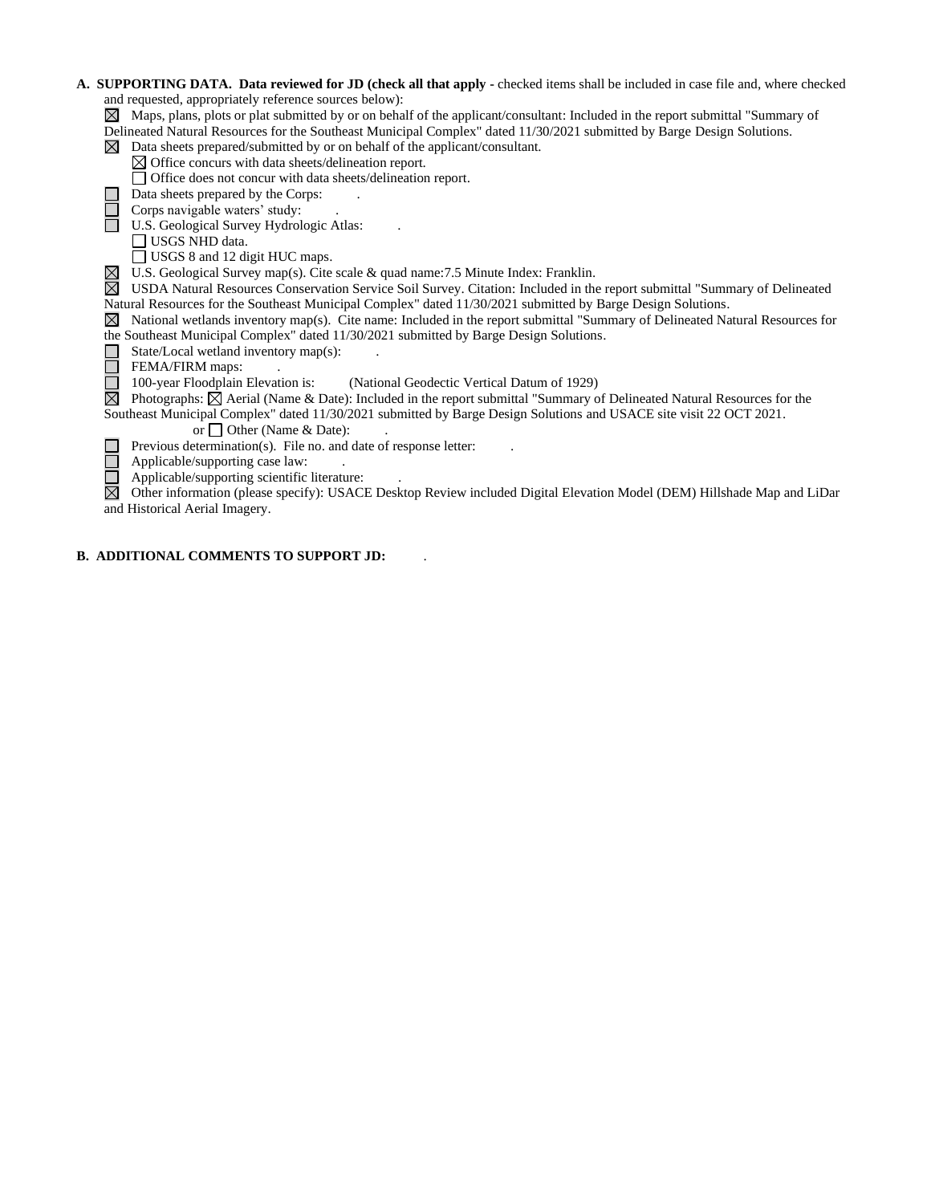**A. SUPPORTING DATA. Data reviewed for JD (check all that apply -** checked items shall be included in case file and, where checked and requested, appropriately reference sources below):

- ☒ Maps, plans, plots or plat submitted by or on behalf of the applicant/consultant: Included in the report submittal "Summary of Delineated Natural Resources for the Southeast Municipal Complex" dated 11/30/2021 submitted by Barge Design Solutions.
- ☒ Data sheets prepared/submitted by or on behalf of the applicant/consultant.
  - ☒ Office concurs with data sheets/delineation report.
  - ☐ Office does not concur with data sheets/delineation report.
- ☐ Data sheets prepared by the Corps: .
- ☐ Corps navigable waters' study: .
- ☐ U.S. Geological Survey Hydrologic Atlas: .
  - ☐ USGS NHD data.
  - ☐ USGS 8 and 12 digit HUC maps.
- ☒ U.S. Geological Survey map(s). Cite scale & quad name:7.5 Minute Index: Franklin.
- ☒ USDA Natural Resources Conservation Service Soil Survey. Citation: Included in the report submittal "Summary of Delineated Natural Resources for the Southeast Municipal Complex" dated 11/30/2021 submitted by Barge Design Solutions.
- ☒ National wetlands inventory map(s). Cite name: Included in the report submittal "Summary of Delineated Natural Resources for the Southeast Municipal Complex" dated 11/30/2021 submitted by Barge Design Solutions.
- ☐ State/Local wetland inventory map(s): .
- ☐ FEMA/FIRM maps: .
- ☐ 100-year Floodplain Elevation is: (National Geodectic Vertical Datum of 1929)
- ☒ Photographs: ☒ Aerial (Name & Date): Included in the report submittal "Summary of Delineated Natural Resources for the Southeast Municipal Complex" dated 11/30/2021 submitted by Barge Design Solutions and USACE site visit 22 OCT 2021.
  - or ☐ Other (Name & Date): .
- ☐ Previous determination(s). File no. and date of response letter: .
- ☐ Applicable/supporting case law: .
- ☐ Applicable/supporting scientific literature: .
- ☒ Other information (please specify): USACE Desktop Review included Digital Elevation Model (DEM) Hillshade Map and LiDar and Historical Aerial Imagery.

**B. ADDITIONAL COMMENTS TO SUPPORT JD:** .